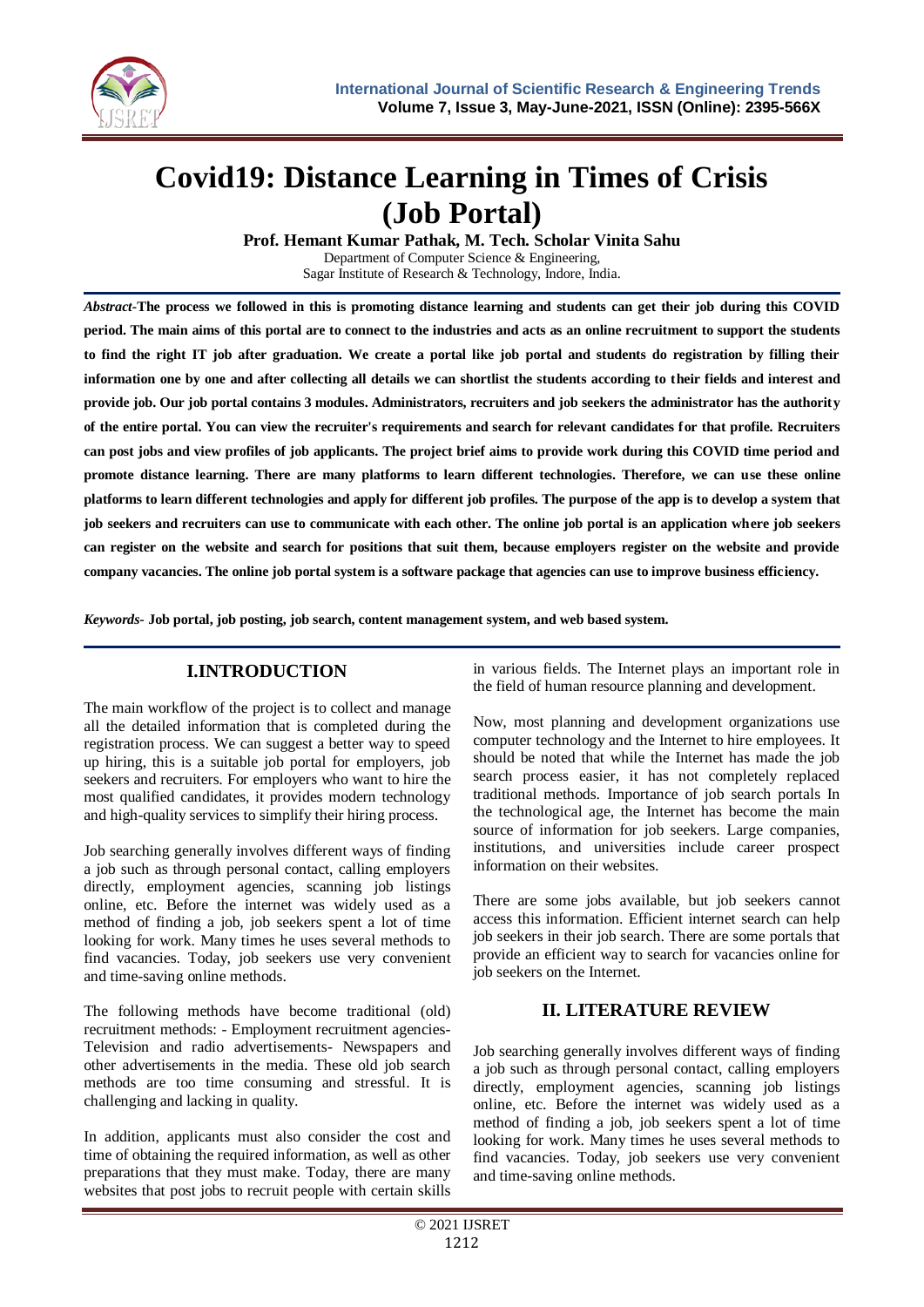# Covid19: Distance Learning in Times of Crisis (Job Portal)

**Prof. Hemant Kumar Pathak, M. Tech. Scholar Vinita Sahu**

Department of Computer Science & Engineering,
Sagar Institute of Research & Technology, Indore, India.

***Abstract*-The process we followed in this is promoting distance learning and students can get their job during this COVID period. The main aims of this portal are to connect to the industries and acts as an online recruitment to support the students to find the right IT job after graduation. We create a portal like job portal and students do registration by filling their information one by one and after collecting all details we can shortlist the students according to their fields and interest and provide job. Our job portal contains 3 modules. Administrators, recruiters and job seekers the administrator has the authority of the entire portal. You can view the recruiter's requirements and search for relevant candidates for that profile. Recruiters can post jobs and view profiles of job applicants. The project brief aims to provide work during this COVID time period and promote distance learning. There are many platforms to learn different technologies. Therefore, we can use these online platforms to learn different technologies and apply for different job profiles. The purpose of the app is to develop a system that job seekers and recruiters can use to communicate with each other. The online job portal is an application where job seekers can register on the website and search for positions that suit them, because employers register on the website and provide company vacancies. The online job portal system is a software package that agencies can use to improve business efficiency.**

***Keywords*- Job portal, job posting, job search, content management system, and web based system.**

## I.INTRODUCTION

The main workflow of the project is to collect and manage all the detailed information that is completed during the registration process. We can suggest a better way to speed up hiring, this is a suitable job portal for employers, job seekers and recruiters. For employers who want to hire the most qualified candidates, it provides modern technology and high-quality services to simplify their hiring process.

Job searching generally involves different ways of finding a job such as through personal contact, calling employers directly, employment agencies, scanning job listings online, etc. Before the internet was widely used as a method of finding a job, job seekers spent a lot of time looking for work. Many times he uses several methods to find vacancies. Today, job seekers use very convenient and time-saving online methods.

The following methods have become traditional (old) recruitment methods: - Employment recruitment agencies- Television and radio advertisements- Newspapers and other advertisements in the media. These old job search methods are too time consuming and stressful. It is challenging and lacking in quality.

In addition, applicants must also consider the cost and time of obtaining the required information, as well as other preparations that they must make. Today, there are many websites that post jobs to recruit people with certain skills in various fields. The Internet plays an important role in the field of human resource planning and development.

Now, most planning and development organizations use computer technology and the Internet to hire employees. It should be noted that while the Internet has made the job search process easier, it has not completely replaced traditional methods. Importance of job search portals In the technological age, the Internet has become the main source of information for job seekers. Large companies, institutions, and universities include career prospect information on their websites.

There are some jobs available, but job seekers cannot access this information. Efficient internet search can help job seekers in their job search. There are some portals that provide an efficient way to search for vacancies online for job seekers on the Internet.

## II. LITERATURE REVIEW

Job searching generally involves different ways of finding a job such as through personal contact, calling employers directly, employment agencies, scanning job listings online, etc. Before the internet was widely used as a method of finding a job, job seekers spent a lot of time looking for work. Many times he uses several methods to find vacancies. Today, job seekers use very convenient and time-saving online methods.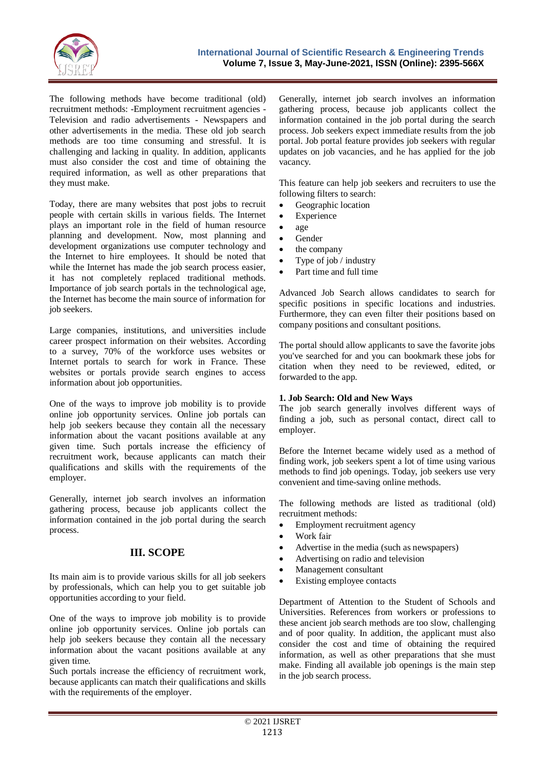The following methods have become traditional (old) recruitment methods: -Employment recruitment agencies -Television and radio advertisements - Newspapers and other advertisements in the media. These old job search methods are too time consuming and stressful. It is challenging and lacking in quality. In addition, applicants must also consider the cost and time of obtaining the required information, as well as other preparations that they must make.

Today, there are many websites that post jobs to recruit people with certain skills in various fields. The Internet plays an important role in the field of human resource planning and development. Now, most planning and development organizations use computer technology and the Internet to hire employees. It should be noted that while the Internet has made the job search process easier, it has not completely replaced traditional methods. Importance of job search portals in the technological age, the Internet has become the main source of information for job seekers.

Large companies, institutions, and universities include career prospect information on their websites. According to a survey, 70% of the workforce uses websites or Internet portals to search for work in France. These websites or portals provide search engines to access information about job opportunities.

One of the ways to improve job mobility is to provide online job opportunity services. Online job portals can help job seekers because they contain all the necessary information about the vacant positions available at any given time. Such portals increase the efficiency of recruitment work, because applicants can match their qualifications and skills with the requirements of the employer.

Generally, internet job search involves an information gathering process, because job applicants collect the information contained in the job portal during the search process.

## III. SCOPE

Its main aim is to provide various skills for all job seekers by professionals, which can help you to get suitable job opportunities according to your field.

One of the ways to improve job mobility is to provide online job opportunity services. Online job portals can help job seekers because they contain all the necessary information about the vacant positions available at any given time.

Such portals increase the efficiency of recruitment work, because applicants can match their qualifications and skills with the requirements of the employer.

Generally, internet job search involves an information gathering process, because job applicants collect the information contained in the job portal during the search process. Job seekers expect immediate results from the job portal. Job portal feature provides job seekers with regular updates on job vacancies, and he has applied for the job vacancy.

This feature can help job seekers and recruiters to use the following filters to search:

- Geographic location
- Experience
- age
- Gender
- the company
- Type of job / industry
- Part time and full time

Advanced Job Search allows candidates to search for specific positions in specific locations and industries. Furthermore, they can even filter their positions based on company positions and consultant positions.

The portal should allow applicants to save the favorite jobs you've searched for and you can bookmark these jobs for citation when they need to be reviewed, edited, or forwarded to the app.

**1. Job Search: Old and New Ways**

The job search generally involves different ways of finding a job, such as personal contact, direct call to employer.

Before the Internet became widely used as a method of finding work, job seekers spent a lot of time using various methods to find job openings. Today, job seekers use very convenient and time-saving online methods.

The following methods are listed as traditional (old) recruitment methods:

- Employment recruitment agency
- Work fair
- Advertise in the media (such as newspapers)
- Advertising on radio and television
- Management consultant
- Existing employee contacts

Department of Attention to the Student of Schools and Universities. References from workers or professions to these ancient job search methods are too slow, challenging and of poor quality. In addition, the applicant must also consider the cost and time of obtaining the required information, as well as other preparations that she must make. Finding all available job openings is the main step in the job search process.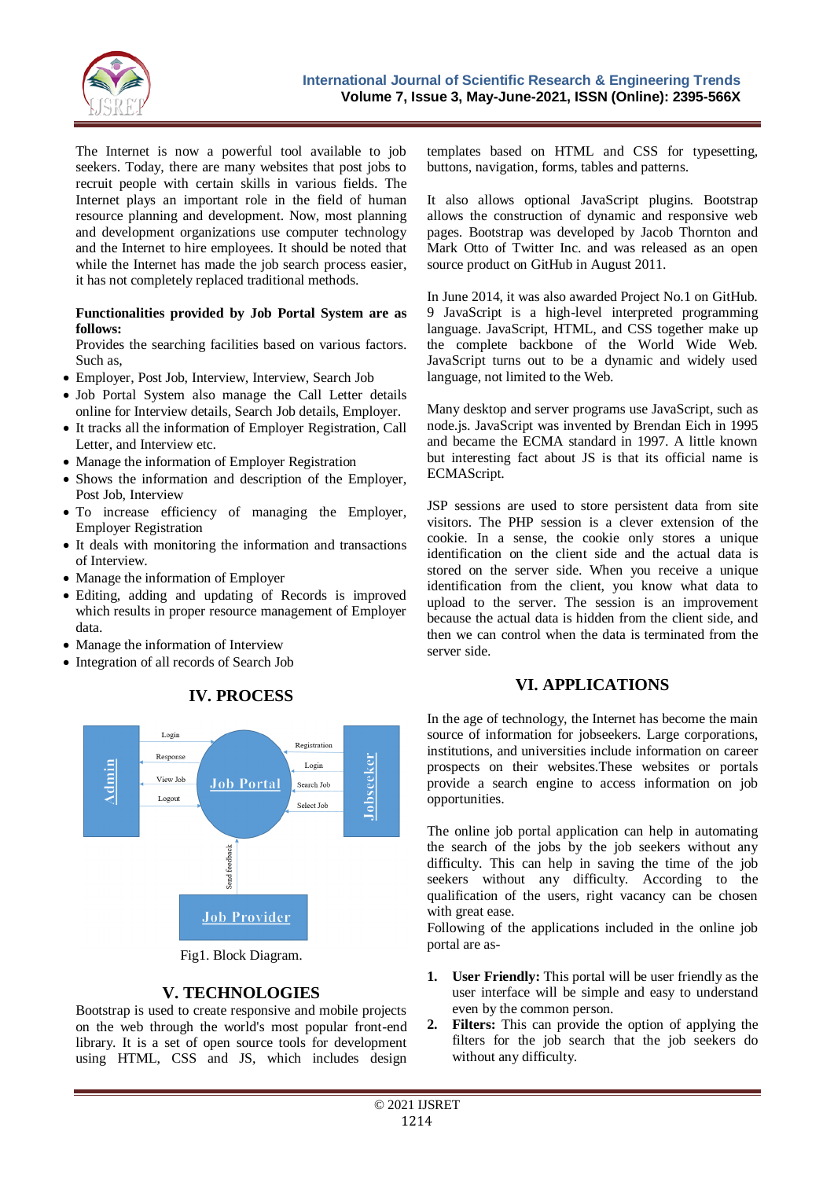The Internet is now a powerful tool available to job seekers. Today, there are many websites that post jobs to recruit people with certain skills in various fields. The Internet plays an important role in the field of human resource planning and development. Now, most planning and development organizations use computer technology and the Internet to hire employees. It should be noted that while the Internet has made the job search process easier, it has not completely replaced traditional methods.

**Functionalities provided by Job Portal System are as follows:**

Provides the searching facilities based on various factors. Such as,

- Employer, Post Job, Interview, Interview, Search Job
- Job Portal System also manage the Call Letter details online for Interview details, Search Job details, Employer.
- It tracks all the information of Employer Registration, Call Letter, and Interview etc.
- Manage the information of Employer Registration
- Shows the information and description of the Employer, Post Job, Interview
- To increase efficiency of managing the Employer, Employer Registration
- It deals with monitoring the information and transactions of Interview.
- Manage the information of Employer
- Editing, adding and updating of Records is improved which results in proper resource management of Employer data.
- Manage the information of Interview
- Integration of all records of Search Job

## IV. PROCESS

Fig1. Block Diagram.

## V. TECHNOLOGIES

Bootstrap is used to create responsive and mobile projects on the web through the world's most popular front-end library. It is a set of open source tools for development using HTML, CSS and JS, which includes design templates based on HTML and CSS for typesetting, buttons, navigation, forms, tables and patterns.

It also allows optional JavaScript plugins. Bootstrap allows the construction of dynamic and responsive web pages. Bootstrap was developed by Jacob Thornton and Mark Otto of Twitter Inc. and was released as an open source product on GitHub in August 2011.

In June 2014, it was also awarded Project No.1 on GitHub. 9 JavaScript is a high-level interpreted programming language. JavaScript, HTML, and CSS together make up the complete backbone of the World Wide Web. JavaScript turns out to be a dynamic and widely used language, not limited to the Web.

Many desktop and server programs use JavaScript, such as node.js. JavaScript was invented by Brendan Eich in 1995 and became the ECMA standard in 1997. A little known but interesting fact about JS is that its official name is ECMAScript.

JSP sessions are used to store persistent data from site visitors. The PHP session is a clever extension of the cookie. In a sense, the cookie only stores a unique identification on the client side and the actual data is stored on the server side. When you receive a unique identification from the client, you know what data to upload to the server. The session is an improvement because the actual data is hidden from the client side, and then we can control when the data is terminated from the server side.

## VI. APPLICATIONS

In the age of technology, the Internet has become the main source of information for jobseekers. Large corporations, institutions, and universities include information on career prospects on their websites.These websites or portals provide a search engine to access information on job opportunities.

The online job portal application can help in automating the search of the jobs by the job seekers without any difficulty. This can help in saving the time of the job seekers without any difficulty. According to the qualification of the users, right vacancy can be chosen with great ease.

Following of the applications included in the online job portal are as-

1. **User Friendly:** This portal will be user friendly as the user interface will be simple and easy to understand even by the common person.
2. **Filters:** This can provide the option of applying the filters for the job search that the job seekers do without any difficulty.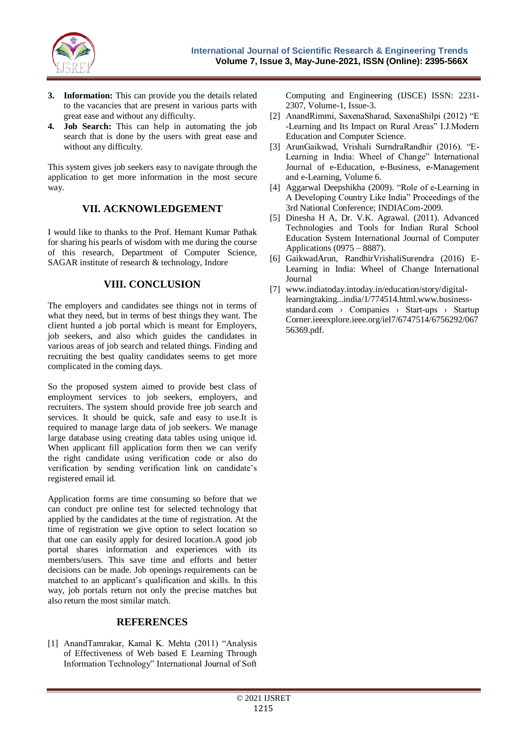3. **Information:** This can provide you the details related to the vacancies that are present in various parts with great ease and without any difficulty.
4. **Job Search:** This can help in automating the job search that is done by the users with great ease and without any difficulty.

This system gives job seekers easy to navigate through the application to get more information in the most secure way.

## VII. ACKNOWLEDGEMENT

I would like to thanks to the Prof. Hemant Kumar Pathak for sharing his pearls of wisdom with me during the course of this research, Department of Computer Science, SAGAR institute of research & technology, Indore

## VIII. CONCLUSION

The employers and candidates see things not in terms of what they need, but in terms of best things they want. The client hunted a job portal which is meant for Employers, job seekers, and also which guides the candidates in various areas of job search and related things. Finding and recruiting the best quality candidates seems to get more complicated in the coming days.

So the proposed system aimed to provide best class of employment services to job seekers, employers, and recruiters. The system should provide free job search and services. It should be quick, safe and easy to use.It is required to manage large data of job seekers. We manage large database using creating data tables using unique id. When applicant fill application form then we can verify the right candidate using verification code or also do verification by sending verification link on candidate's registered email id.

Application forms are time consuming so before that we can conduct pre online test for selected technology that applied by the candidates at the time of registration. At the time of registration we give option to select location so that one can easily apply for desired location.A good job portal shares information and experiences with its members/users. This save time and efforts and better decisions can be made. Job openings requirements can be matched to an applicant's qualification and skills. In this way, job portals return not only the precise matches but also return the most similar match.

## REFERENCES

[1] AnandTamrakar, Kamal K. Mehta (2011) "Analysis of Effectiveness of Web based E Learning Through Information Technology" International Journal of Soft Computing and Engineering (IJSCE) ISSN: 2231-2307, Volume-1, Issue-3.

[2] AnandRimmi, SaxenaSharad, SaxenaShilpi (2012) "E -Learning and Its Impact on Rural Areas" I.J.Modern Education and Computer Science.

[3] ArunGaikwad, Vrishali SurndraRandhir (2016). "E-Learning in India: Wheel of Change" International Journal of e-Education, e-Business, e-Management and e-Learning, Volume 6.

[4] Aggarwal Deepshikha (2009). "Role of e-Learning in A Developing Country Like India" Proceedings of the 3rd National Conference; INDIACom-2009.

[5] Dinesha H A, Dr. V.K. Agrawal. (2011). Advanced Technologies and Tools for Indian Rural School Education System International Journal of Computer Applications (0975 – 8887).

[6] GaikwadArun, RandhirVrishaliSurendra (2016) E-Learning in India: Wheel of Change International Journal

[7] www.indiatoday.intoday.in/education/story/digital-learningtaking...india/1/774514.html.www.business-standard.com › Companies › Start-ups › Startup Corner.ieeexplore.ieee.org/iel7/6747514/6756292/06756369.pdf.